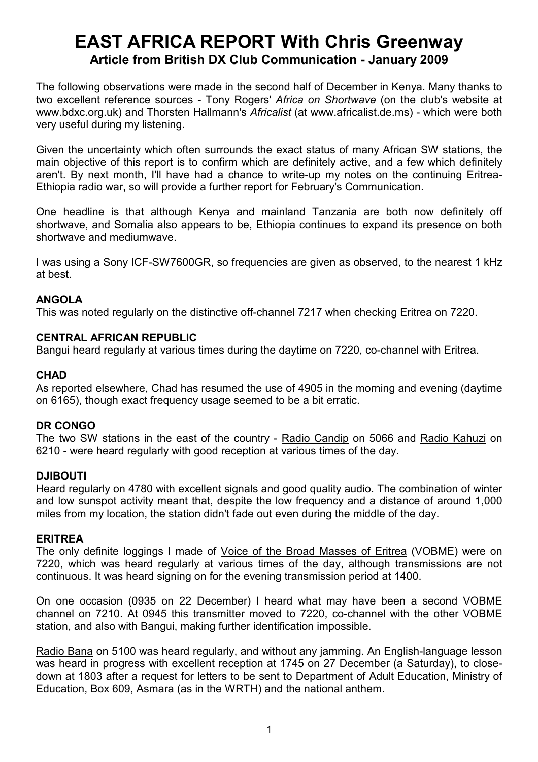# EAST AFRICA REPORT With Chris Greenway

## Article from British DX Club Communication - January 2009

The following observations were made in the second half of December in Kenya. Many thanks to two excellent reference sources - Tony Rogers' *Africa on Shortwave* (on the club's website at www.bdxc.org.uk) and Thorsten Hallmann's *Africalist* (at www.africalist.de.ms) - which were both very useful during my listening.

Given the uncertainty which often surrounds the exact status of many African SW stations, the main objective of this report is to confirm which are definitely active, and a few which definitely aren't. By next month, I'll have had a chance to write-up my notes on the continuing Eritrea-Ethiopia radio war, so will provide a further report for February's Communication.

One headline is that although Kenya and mainland Tanzania are both now definitely off shortwave, and Somalia also appears to be, Ethiopia continues to expand its presence on both shortwave and mediumwave.

I was using a Sony ICF-SW7600GR, so frequencies are given as observed, to the nearest 1 kHz at best.

### ANGOLA

This was noted regularly on the distinctive off-channel 7217 when checking Eritrea on 7220.

### CENTRAL AFRICAN REPUBLIC

Bangui heard regularly at various times during the daytime on 7220, co-channel with Eritrea.

### CHAD

As reported elsewhere, Chad has resumed the use of 4905 in the morning and evening (daytime on 6165), though exact frequency usage seemed to be a bit erratic.

### DR CONGO

The two SW stations in the east of the country - Radio Candip on 5066 and Radio Kahuzi on 6210 - were heard regularly with good reception at various times of the day.

### DJIBOUTI

Heard regularly on 4780 with excellent signals and good quality audio. The combination of winter and low sunspot activity meant that, despite the low frequency and a distance of around 1,000 miles from my location, the station didn't fade out even during the middle of the day.

### ERITREA

The only definite loggings I made of Voice of the Broad Masses of Eritrea (VOBME) were on 7220, which was heard regularly at various times of the day, although transmissions are not continuous. It was heard signing on for the evening transmission period at 1400.

On one occasion (0935 on 22 December) I heard what may have been a second VOBME channel on 7210. At 0945 this transmitter moved to 7220, co-channel with the other VOBME station, and also with Bangui, making further identification impossible.

Radio Bana on 5100 was heard regularly, and without any jamming. An English-language lesson was heard in progress with excellent reception at 1745 on 27 December (a Saturday), to close-down at 1803 after a request for letters to be sent to Department of Adult Education, Ministry of Education, Box 609, Asmara (as in the WRTH) and the national anthem.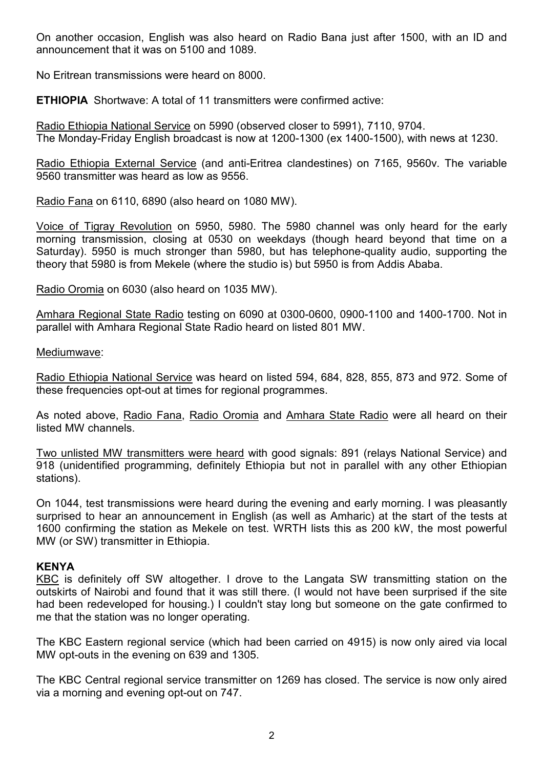On another occasion, English was also heard on Radio Bana just after 1500, with an ID and announcement that it was on 5100 and 1089.

No Eritrean transmissions were heard on 8000.

**ETHIOPIA** Shortwave: A total of 11 transmitters were confirmed active:

Radio Ethiopia National Service on 5990 (observed closer to 5991), 7110, 9704.
The Monday-Friday English broadcast is now at 1200-1300 (ex 1400-1500), with news at 1230.

Radio Ethiopia External Service (and anti-Eritrea clandestines) on 7165, 9560v. The variable 9560 transmitter was heard as low as 9556.

Radio Fana on 6110, 6890 (also heard on 1080 MW).

Voice of Tigray Revolution on 5950, 5980. The 5980 channel was only heard for the early morning transmission, closing at 0530 on weekdays (though heard beyond that time on a Saturday). 5950 is much stronger than 5980, but has telephone-quality audio, supporting the theory that 5980 is from Mekele (where the studio is) but 5950 is from Addis Ababa.

Radio Oromia on 6030 (also heard on 1035 MW).

Amhara Regional State Radio testing on 6090 at 0300-0600, 0900-1100 and 1400-1700. Not in parallel with Amhara Regional State Radio heard on listed 801 MW.

Mediumwave:

Radio Ethiopia National Service was heard on listed 594, 684, 828, 855, 873 and 972. Some of these frequencies opt-out at times for regional programmes.

As noted above, Radio Fana, Radio Oromia and Amhara State Radio were all heard on their listed MW channels.

Two unlisted MW transmitters were heard with good signals: 891 (relays National Service) and 918 (unidentified programming, definitely Ethiopia but not in parallel with any other Ethiopian stations).

On 1044, test transmissions were heard during the evening and early morning. I was pleasantly surprised to hear an announcement in English (as well as Amharic) at the start of the tests at 1600 confirming the station as Mekele on test. WRTH lists this as 200 kW, the most powerful MW (or SW) transmitter in Ethiopia.

**KENYA**

KBC is definitely off SW altogether. I drove to the Langata SW transmitting station on the outskirts of Nairobi and found that it was still there. (I would not have been surprised if the site had been redeveloped for housing.) I couldn't stay long but someone on the gate confirmed to me that the station was no longer operating.

The KBC Eastern regional service (which had been carried on 4915) is now only aired via local MW opt-outs in the evening on 639 and 1305.

The KBC Central regional service transmitter on 1269 has closed. The service is now only aired via a morning and evening opt-out on 747.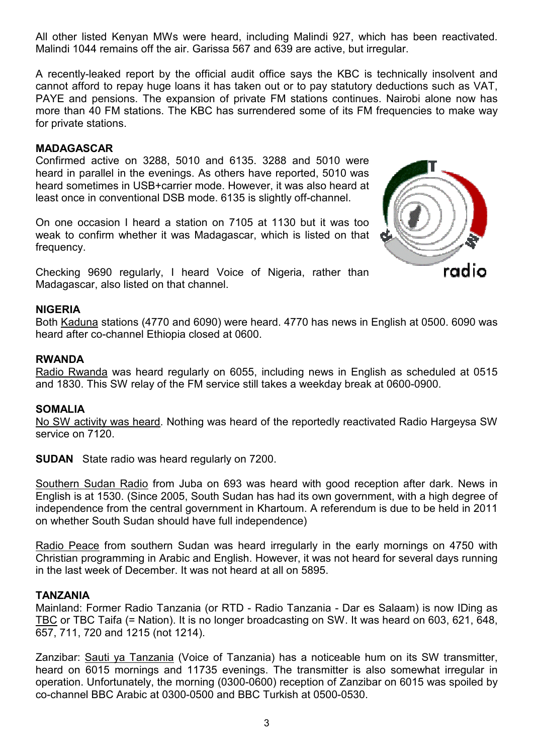All other listed Kenyan MWs were heard, including Malindi 927, which has been reactivated. Malindi 1044 remains off the air. Garissa 567 and 639 are active, but irregular.

A recently-leaked report by the official audit office says the KBC is technically insolvent and cannot afford to repay huge loans it has taken out or to pay statutory deductions such as VAT, PAYE and pensions. The expansion of private FM stations continues. Nairobi alone now has more than 40 FM stations. The KBC has surrendered some of its FM frequencies to make way for private stations.

**MADAGASCAR**

Confirmed active on 3288, 5010 and 6135. 3288 and 5010 were heard in parallel in the evenings. As others have reported, 5010 was heard sometimes in USB+carrier mode. However, it was also heard at least once in conventional DSB mode. 6135 is slightly off-channel.

On one occasion I heard a station on 7105 at 1130 but it was too weak to confirm whether it was Madagascar, which is listed on that frequency.

Checking 9690 regularly, I heard Voice of Nigeria, rather than Madagascar, also listed on that channel.

**NIGERIA**

Both Kaduna stations (4770 and 6090) were heard. 4770 has news in English at 0500. 6090 was heard after co-channel Ethiopia closed at 0600.

**RWANDA**

Radio Rwanda was heard regularly on 6055, including news in English as scheduled at 0515 and 1830. This SW relay of the FM service still takes a weekday break at 0600-0900.

**SOMALIA**

No SW activity was heard. Nothing was heard of the reportedly reactivated Radio Hargeysa SW service on 7120.

**SUDAN** State radio was heard regularly on 7200.

Southern Sudan Radio from Juba on 693 was heard with good reception after dark. News in English is at 1530. (Since 2005, South Sudan has had its own government, with a high degree of independence from the central government in Khartoum. A referendum is due to be held in 2011 on whether South Sudan should have full independence)

Radio Peace from southern Sudan was heard irregularly in the early mornings on 4750 with Christian programming in Arabic and English. However, it was not heard for several days running in the last week of December. It was not heard at all on 5895.

**TANZANIA**

Mainland: Former Radio Tanzania (or RTD - Radio Tanzania - Dar es Salaam) is now IDing as TBC or TBC Taifa (= Nation). It is no longer broadcasting on SW. It was heard on 603, 621, 648, 657, 711, 720 and 1215 (not 1214).

Zanzibar: Sauti ya Tanzania (Voice of Tanzania) has a noticeable hum on its SW transmitter, heard on 6015 mornings and 11735 evenings. The transmitter is also somewhat irregular in operation. Unfortunately, the morning (0300-0600) reception of Zanzibar on 6015 was spoiled by co-channel BBC Arabic at 0300-0500 and BBC Turkish at 0500-0530.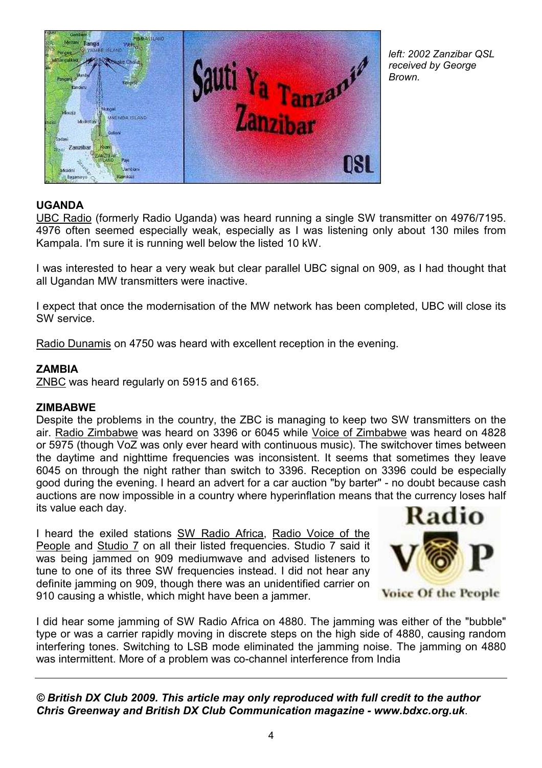*left: 2002 Zanzibar QSL received by George Brown.*

**UGANDA**

UBC Radio (formerly Radio Uganda) was heard running a single SW transmitter on 4976/7195. 4976 often seemed especially weak, especially as I was listening only about 130 miles from Kampala. I'm sure it is running well below the listed 10 kW.

I was interested to hear a very weak but clear parallel UBC signal on 909, as I had thought that all Ugandan MW transmitters were inactive.

I expect that once the modernisation of the MW network has been completed, UBC will close its SW service.

Radio Dunamis on 4750 was heard with excellent reception in the evening.

**ZAMBIA**

ZNBC was heard regularly on 5915 and 6165.

**ZIMBABWE**

Despite the problems in the country, the ZBC is managing to keep two SW transmitters on the air. Radio Zimbabwe was heard on 3396 or 6045 while Voice of Zimbabwe was heard on 4828 or 5975 (though VoZ was only ever heard with continuous music). The switchover times between the daytime and nighttime frequencies was inconsistent. It seems that sometimes they leave 6045 on through the night rather than switch to 3396. Reception on 3396 could be especially good during the evening. I heard an advert for a car auction "by barter" - no doubt because cash auctions are now impossible in a country where hyperinflation means that the currency loses half its value each day.

I heard the exiled stations SW Radio Africa, Radio Voice of the People and Studio 7 on all their listed frequencies. Studio 7 said it was being jammed on 909 mediumwave and advised listeners to tune to one of its three SW frequencies instead. I did not hear any definite jamming on 909, though there was an unidentified carrier on 910 causing a whistle, which might have been a jammer.

I did hear some jamming of SW Radio Africa on 4880. The jamming was either of the "bubble" type or was a carrier rapidly moving in discrete steps on the high side of 4880, causing random interfering tones. Switching to LSB mode eliminated the jamming noise. The jamming on 4880 was intermittent. More of a problem was co-channel interference from India

---

***© British DX Club 2009. This article may only reproduced with full credit to the author Chris Greenway and British DX Club Communication magazine - www.bdxc.org.uk*.**